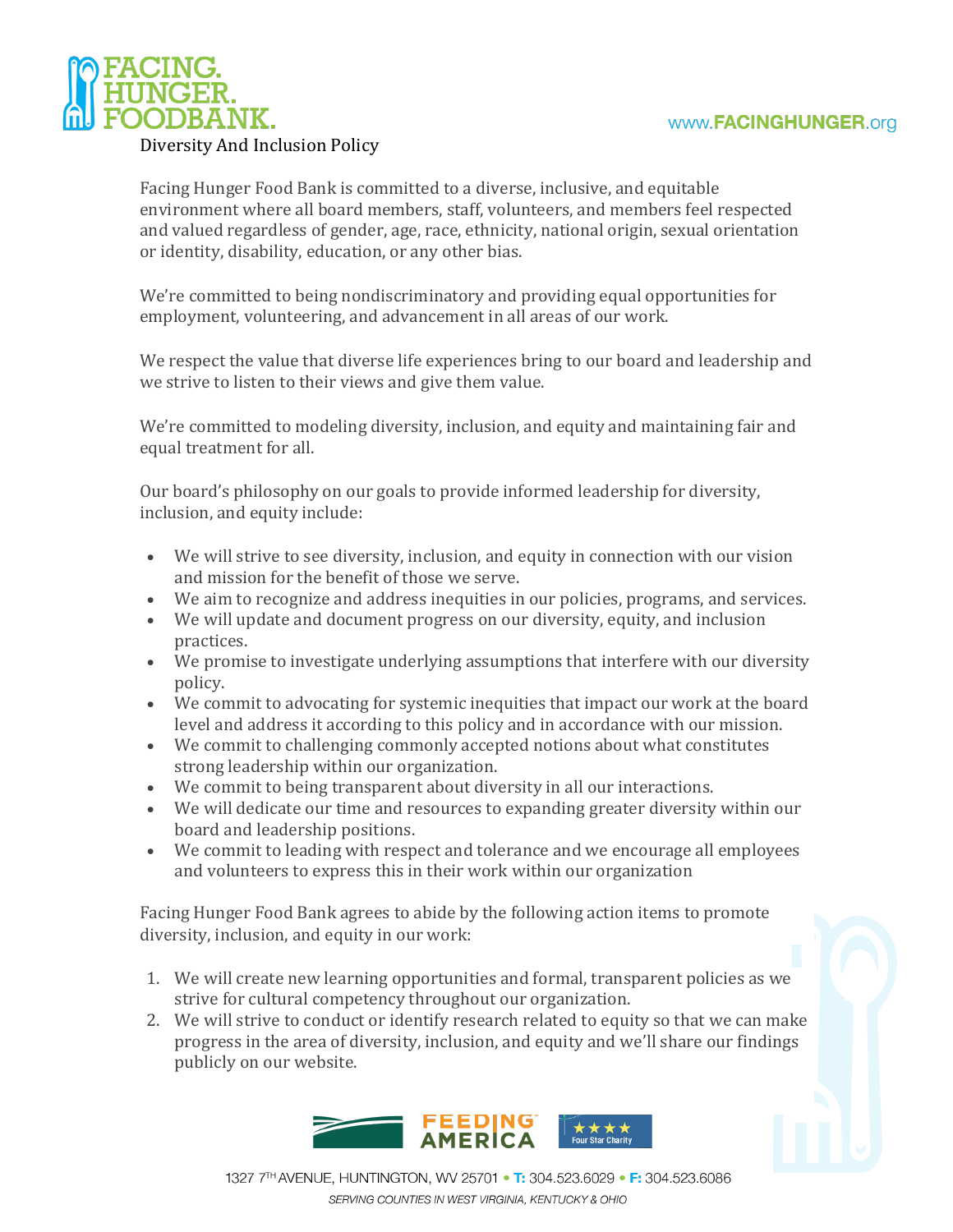# Diversity And Inclusion Policy

Facing Hunger Food Bank is committed to a diverse, inclusive, and equitable environment where all board members, staff, volunteers, and members feel respected and valued regardless of gender, age, race, ethnicity, national origin, sexual orientation or identity, disability, education, or any other bias.

We're committed to being nondiscriminatory and providing equal opportunities for employment, volunteering, and advancement in all areas of our work.

We respect the value that diverse life experiences bring to our board and leadership and we strive to listen to their views and give them value.

We're committed to modeling diversity, inclusion, and equity and maintaining fair and equal treatment for all.

Our board's philosophy on our goals to provide informed leadership for diversity, inclusion, and equity include:

- We will strive to see diversity, inclusion, and equity in connection with our vision and mission for the benefit of those we serve.
- We aim to recognize and address inequities in our policies, programs, and services.
- We will update and document progress on our diversity, equity, and inclusion practices.
- We promise to investigate underlying assumptions that interfere with our diversity policy.
- We commit to advocating for systemic inequities that impact our work at the board level and address it according to this policy and in accordance with our mission.
- We commit to challenging commonly accepted notions about what constitutes strong leadership within our organization.
- We commit to being transparent about diversity in all our interactions.
- We will dedicate our time and resources to expanding greater diversity within our board and leadership positions.
- We commit to leading with respect and tolerance and we encourage all employees and volunteers to express this in their work within our organization

Facing Hunger Food Bank agrees to abide by the following action items to promote diversity, inclusion, and equity in our work:

1. We will create new learning opportunities and formal, transparent policies as we strive for cultural competency throughout our organization.
2. We will strive to conduct or identify research related to equity so that we can make progress in the area of diversity, inclusion, and equity and we'll share our findings publicly on our website.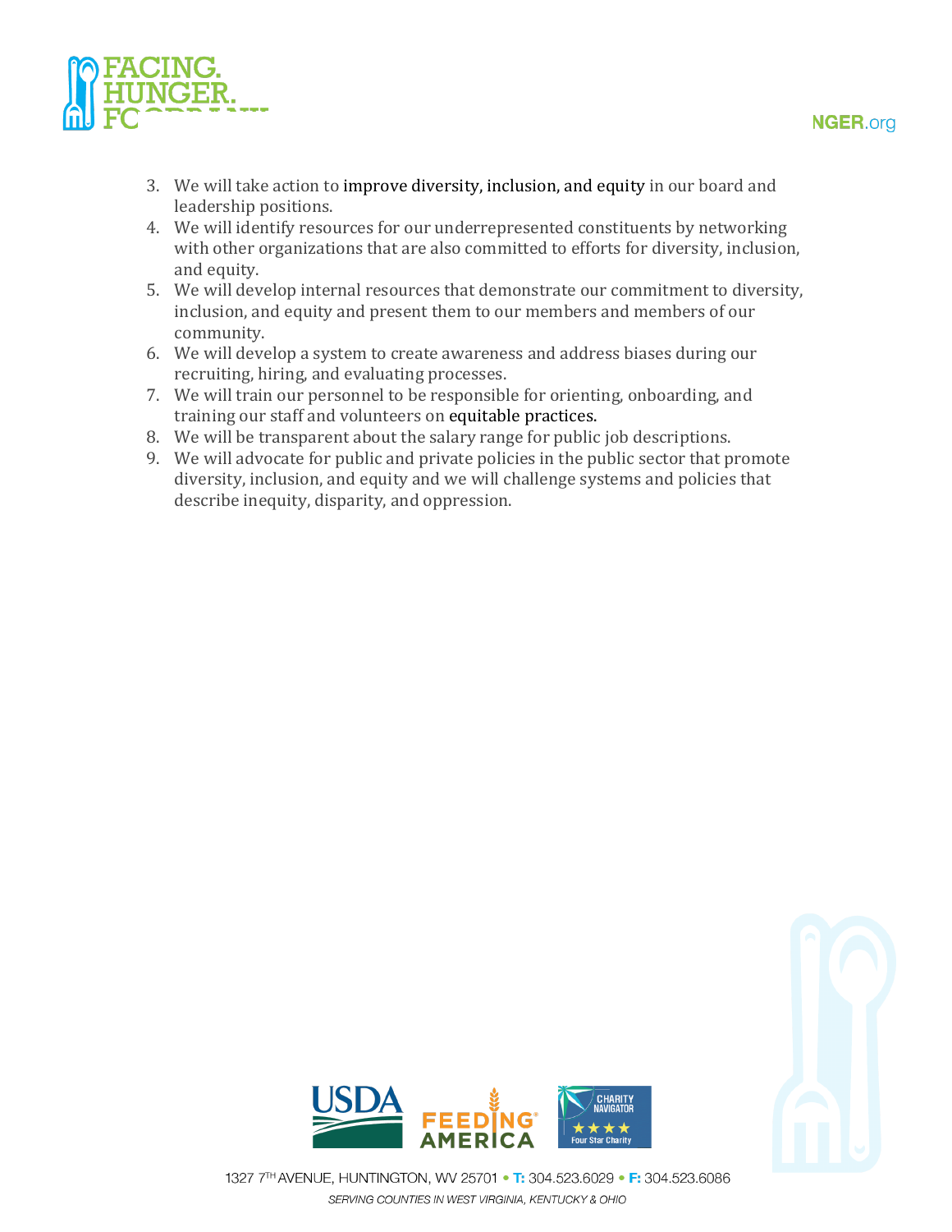3. We will take action to improve diversity, inclusion, and equity in our board and leadership positions.
4. We will identify resources for our underrepresented constituents by networking with other organizations that are also committed to efforts for diversity, inclusion, and equity.
5. We will develop internal resources that demonstrate our commitment to diversity, inclusion, and equity and present them to our members and members of our community.
6. We will develop a system to create awareness and address biases during our recruiting, hiring, and evaluating processes.
7. We will train our personnel to be responsible for orienting, onboarding, and training our staff and volunteers on equitable practices.
8. We will be transparent about the salary range for public job descriptions.
9. We will advocate for public and private policies in the public sector that promote diversity, inclusion, and equity and we will challenge systems and policies that describe inequity, disparity, and oppression.